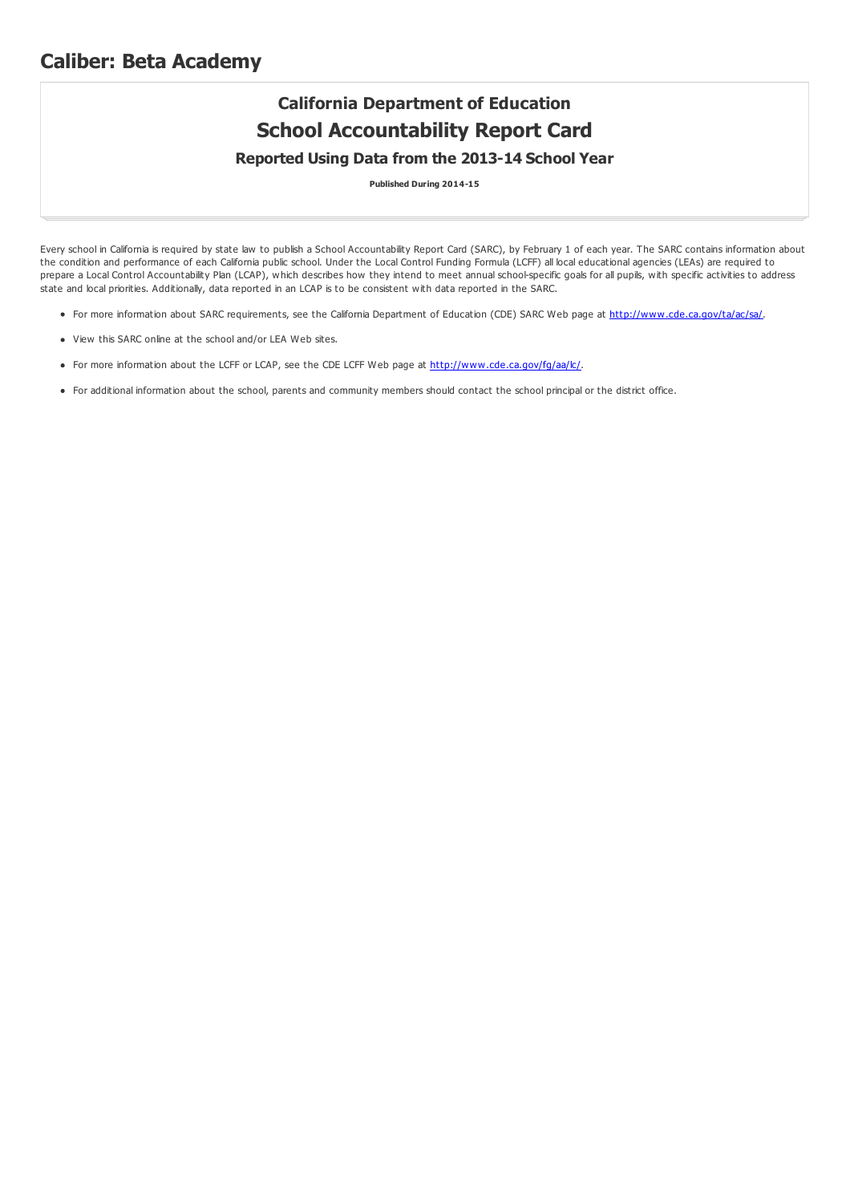# Caliber: Beta Academy

## California Department of Education

## School Accountability Report Card

### Reported Using Data from the 2013-14 School Year

**Published During 2014-15**

Every school in California is required by state law to publish a School Accountability Report Card (SARC), by February 1 of each year. The SARC contains information about the condition and performance of each California public school. Under the Local Control Funding Formula (LCFF) all local educational agencies (LEAs) are required to prepare a Local Control Accountability Plan (LCAP), which describes how they intend to meet annual school-specific goals for all pupils, with specific activities to address state and local priorities. Additionally, data reported in an LCAP is to be consistent with data reported in the SARC.

- For more information about SARC requirements, see the California Department of Education (CDE) SARC Web page at http://www.cde.ca.gov/ta/ac/sa/.
- View this SARC online at the school and/or LEA Web sites.
- For more information about the LCFF or LCAP, see the CDE LCFF Web page at http://www.cde.ca.gov/fg/aa/lc/.
- For additional information about the school, parents and community members should contact the school principal or the district office.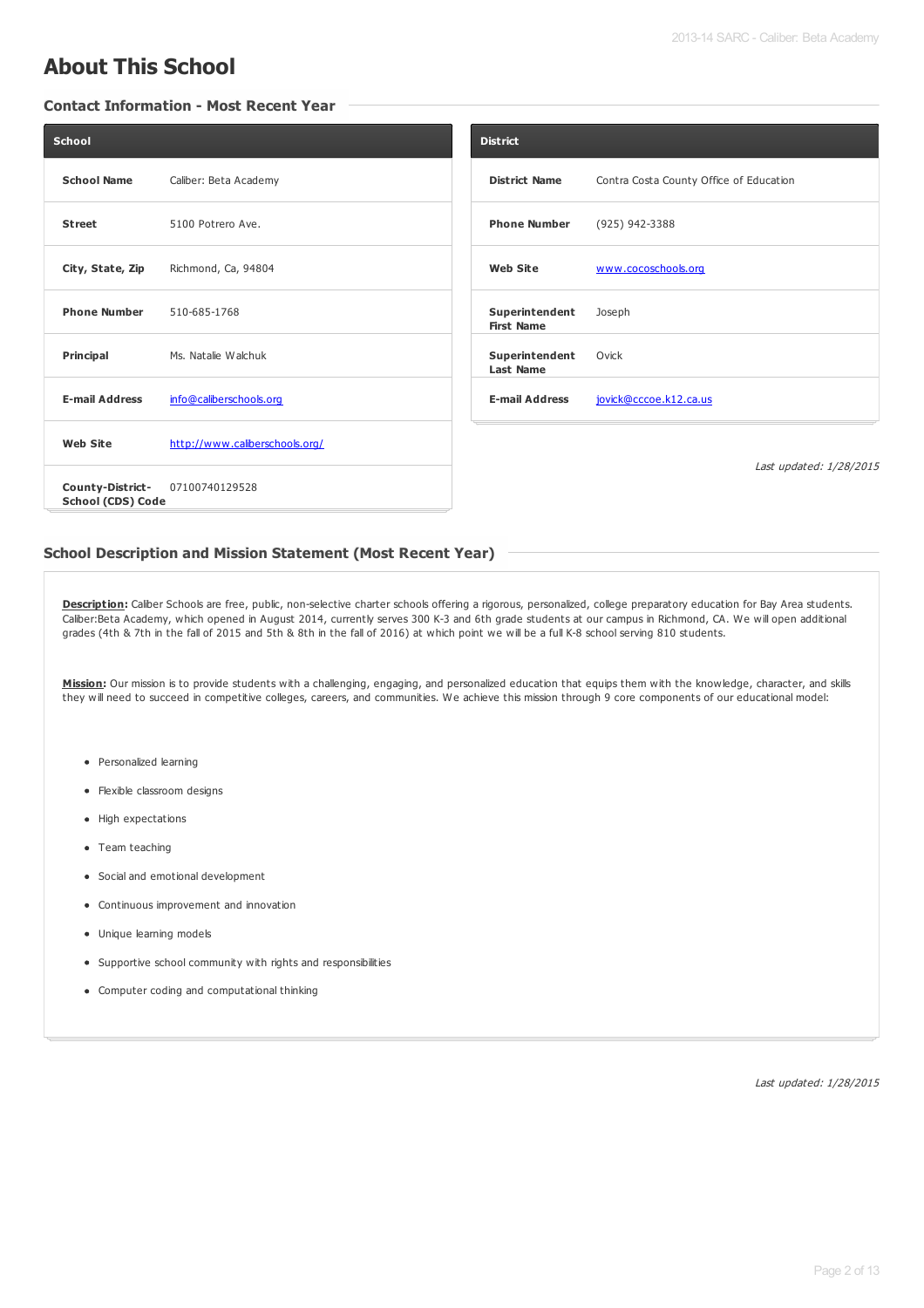# About This School

## Contact Information - Most Recent Year

| School | |
|---|---|
| **School Name** | Caliber: Beta Academy |
| **Street** | 5100 Potrero Ave. |
| **City, State, Zip** | Richmond, Ca, 94804 |
| **Phone Number** | 510-685-1768 |
| **Principal** | Ms. Natalie Walchuk |
| **E-mail Address** | info@caliberschools.org |
| **Web Site** | http://www.caliberschools.org/ |
| **County-District-School (CDS) Code** | 07100740129528 |

| District | |
|---|---|
| **District Name** | Contra Costa County Office of Education |
| **Phone Number** | (925) 942-3388 |
| **Web Site** | www.cocoschools.org |
| **Superintendent First Name** | Joseph |
| **Superintendent Last Name** | Ovick |
| **E-mail Address** | jovick@cccoe.k12.ca.us |

*Last updated: 1/28/2015*

## School Description and Mission Statement (Most Recent Year)

**Description:** Caliber Schools are free, public, non-selective charter schools offering a rigorous, personalized, college preparatory education for Bay Area students. Caliber:Beta Academy, which opened in August 2014, currently serves 300 K-3 and 6th grade students at our campus in Richmond, CA. We will open additional grades (4th & 7th in the fall of 2015 and 5th & 8th in the fall of 2016) at which point we will be a full K-8 school serving 810 students.

**Mission:** Our mission is to provide students with a challenging, engaging, and personalized education that equips them with the knowledge, character, and skills they will need to succeed in competitive colleges, careers, and communities. We achieve this mission through 9 core components of our educational model:

- Personalized learning
- Flexible classroom designs
- High expectations
- Team teaching
- Social and emotional development
- Continuous improvement and innovation
- Unique learning models
- Supportive school community with rights and responsibilities
- Computer coding and computational thinking

*Last updated: 1/28/2015*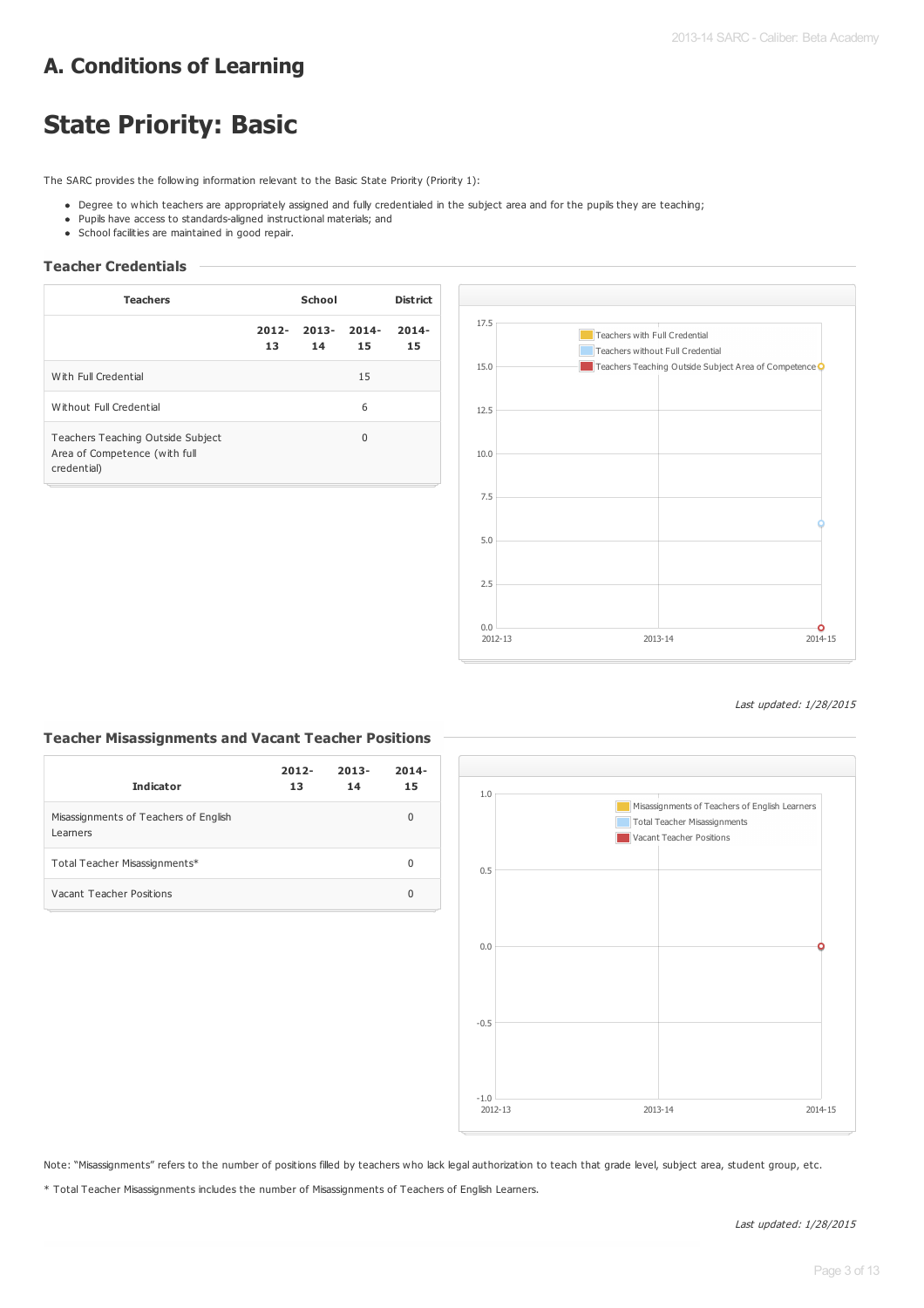## A. Conditions of Learning

# State Priority: Basic

The SARC provides the following information relevant to the Basic State Priority (Priority 1):

- Degree to which teachers are appropriately assigned and fully credentialed in the subject area and for the pupils they are teaching;
- Pupils have access to standards-aligned instructional materials; and
- School facilities are maintained in good repair.

### Teacher Credentials

| Teachers | School | | | District |
|---|---|---|---|---|
| | 2012-13 | 2013-14 | 2014-15 | 2014-15 |
| With Full Credential | | | 15 | |
| Without Full Credential | | | 6 | |
| Teachers Teaching Outside Subject Area of Competence (with full credential) | | | 0 | |

*Last updated: 1/28/2015*

### Teacher Misassignments and Vacant Teacher Positions

| Indicator | 2012-13 | 2013-14 | 2014-15 |
|---|---|---|---|
| Misassignments of Teachers of English Learners | | | 0 |
| Total Teacher Misassignments* | | | 0 |
| Vacant Teacher Positions | | | 0 |

Note: "Misassignments" refers to the number of positions filled by teachers who lack legal authorization to teach that grade level, subject area, student group, etc.

* Total Teacher Misassignments includes the number of Misassignments of Teachers of English Learners.

*Last updated: 1/28/2015*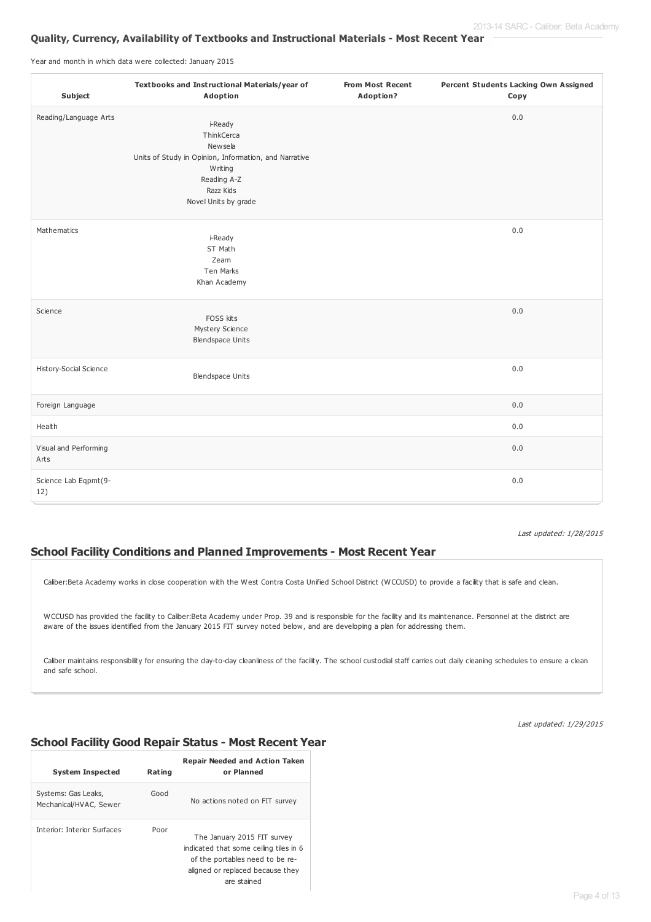## Quality, Currency, Availability of Textbooks and Instructional Materials - Most Recent Year

Year and month in which data were collected: January 2015

| Subject | Textbooks and Instructional Materials/year of Adoption | From Most Recent Adoption? | Percent Students Lacking Own Assigned Copy |
|---|---|---|---|
| Reading/Language Arts | i-Ready<br>ThinkCerca<br>Newsela<br>Units of Study in Opinion, Information, and Narrative Writing<br>Reading A-Z<br>Razz Kids<br>Novel Units by grade | | 0.0 |
| Mathematics | i-Ready<br>ST Math<br>Zearn<br>Ten Marks<br>Khan Academy | | 0.0 |
| Science | FOSS kits<br>Mystery Science<br>Blendspace Units | | 0.0 |
| History-Social Science | Blendspace Units | | 0.0 |
| Foreign Language | | | 0.0 |
| Health | | | 0.0 |
| Visual and Performing Arts | | | 0.0 |
| Science Lab Eqpmt(9-12) | | | 0.0 |

*Last updated: 1/28/2015*

## School Facility Conditions and Planned Improvements - Most Recent Year

Caliber:Beta Academy works in close cooperation with the West Contra Costa Unified School District (WCCUSD) to provide a facility that is safe and clean.

WCCUSD has provided the facility to Caliber:Beta Academy under Prop. 39 and is responsible for the facility and its maintenance. Personnel at the district are aware of the issues identified from the January 2015 FIT survey noted below, and are developing a plan for addressing them.

Caliber maintains responsibility for ensuring the day-to-day cleanliness of the facility. The school custodial staff carries out daily cleaning schedules to ensure a clean and safe school.

*Last updated: 1/29/2015*

## School Facility Good Repair Status - Most Recent Year

| System Inspected | Rating | Repair Needed and Action Taken or Planned |
|---|---|---|
| Systems: Gas Leaks, Mechanical/HVAC, Sewer | Good | No actions noted on FIT survey |
| Interior: Interior Surfaces | Poor | The January 2015 FIT survey indicated that some ceiling tiles in 6 of the portables need to be re-aligned or replaced because they are stained |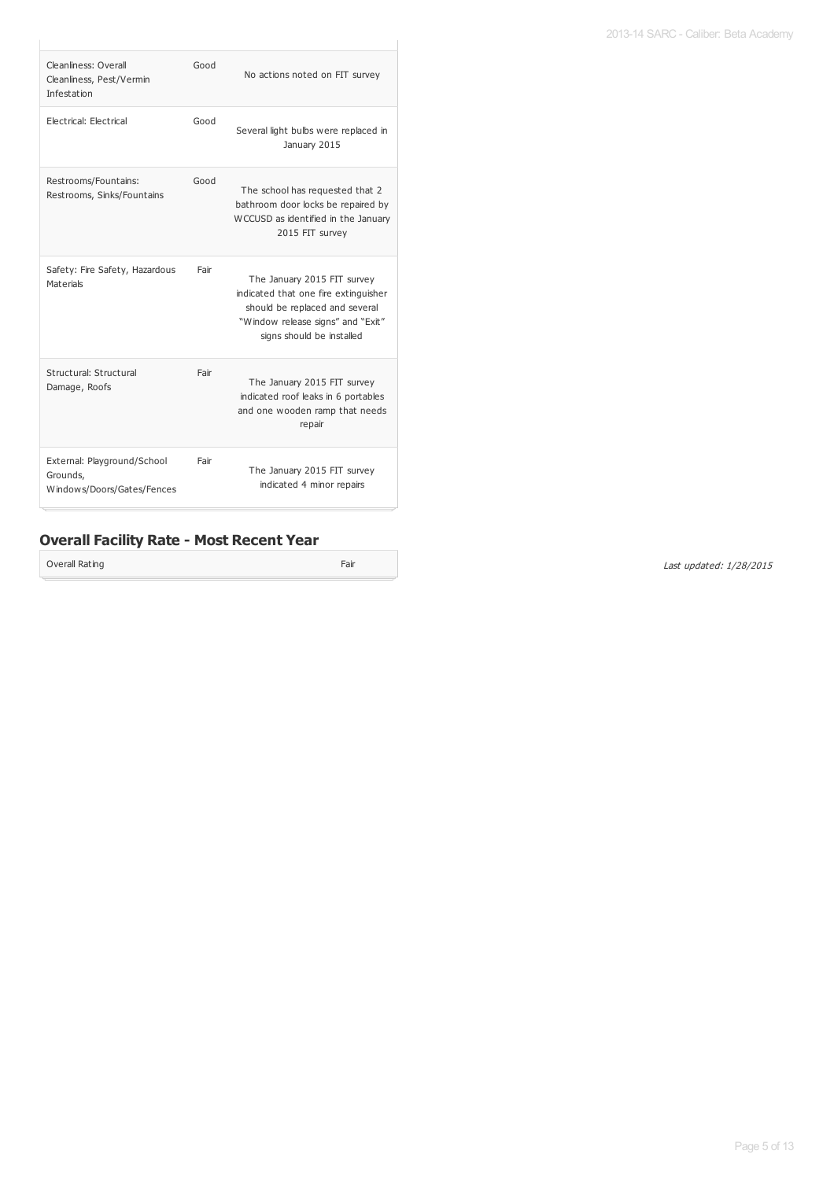| | | |
|---|---|---|
| Cleanliness: Overall Cleanliness, Pest/Vermin Infestation | Good | No actions noted on FIT survey |
| Electrical: Electrical | Good | Several light bulbs were replaced in January 2015 |
| Restrooms/Fountains: Restrooms, Sinks/Fountains | Good | The school has requested that 2 bathroom door locks be repaired by WCCUSD as identified in the January 2015 FIT survey |
| Safety: Fire Safety, Hazardous Materials | Fair | The January 2015 FIT survey indicated that one fire extinguisher should be replaced and several "Window release signs" and "Exit" signs should be installed |
| Structural: Structural Damage, Roofs | Fair | The January 2015 FIT survey indicated roof leaks in 6 portables and one wooden ramp that needs repair |
| External: Playground/School Grounds, Windows/Doors/Gates/Fences | Fair | The January 2015 FIT survey indicated 4 minor repairs |

## Overall Facility Rate - Most Recent Year

| | |
|---|---|
| Overall Rating | Fair |

*Last updated: 1/28/2015*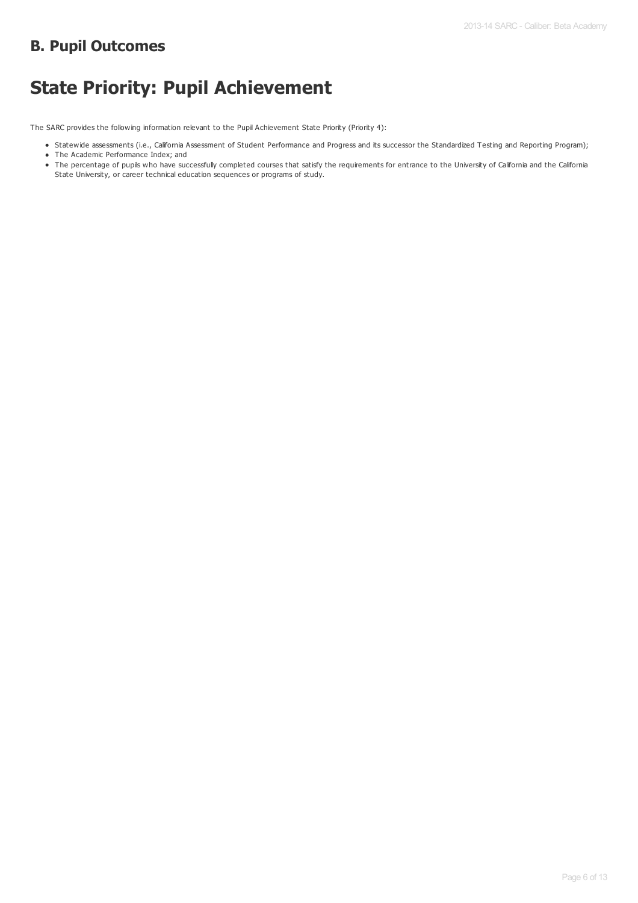## B. Pupil Outcomes

# State Priority: Pupil Achievement

The SARC provides the following information relevant to the Pupil Achievement State Priority (Priority 4):

- Statewide assessments (i.e., California Assessment of Student Performance and Progress and its successor the Standardized Testing and Reporting Program);
- The Academic Performance Index; and
- The percentage of pupils who have successfully completed courses that satisfy the requirements for entrance to the University of California and the California State University, or career technical education sequences or programs of study.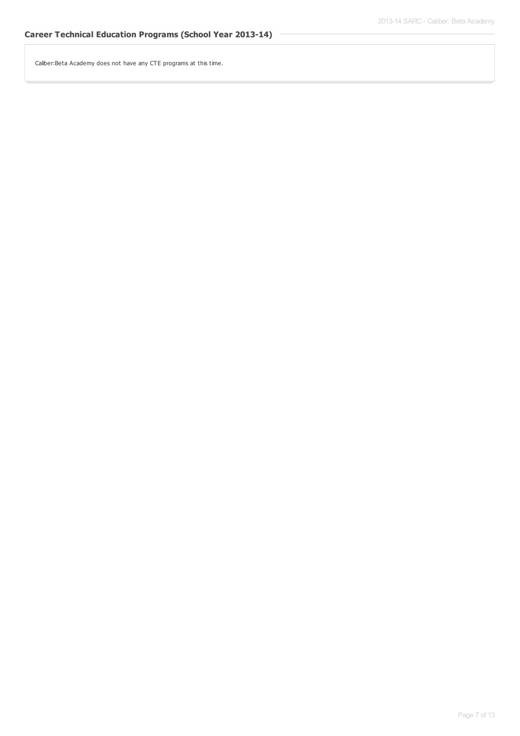## Career Technical Education Programs (School Year 2013-14)

Caliber:Beta Academy does not have any CTE programs at this time.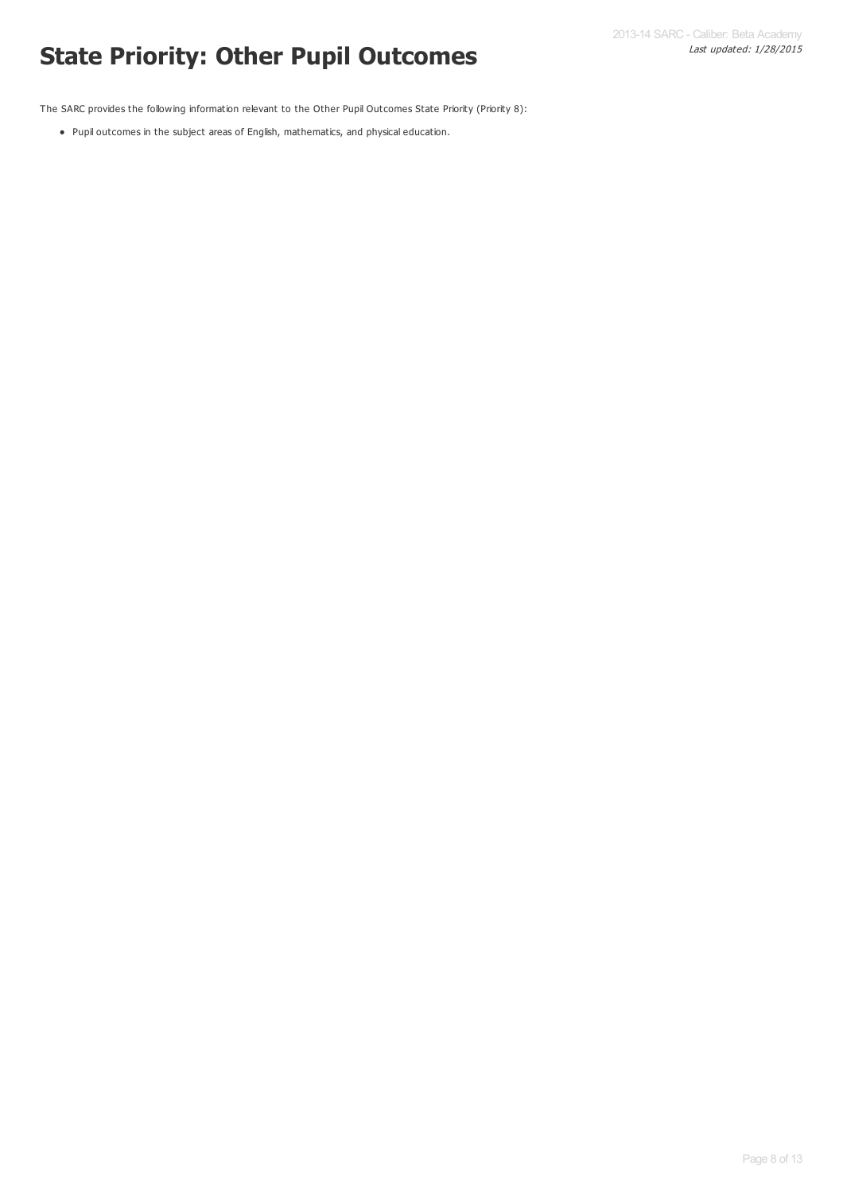# State Priority: Other Pupil Outcomes

The SARC provides the following information relevant to the Other Pupil Outcomes State Priority (Priority 8):

- Pupil outcomes in the subject areas of English, mathematics, and physical education.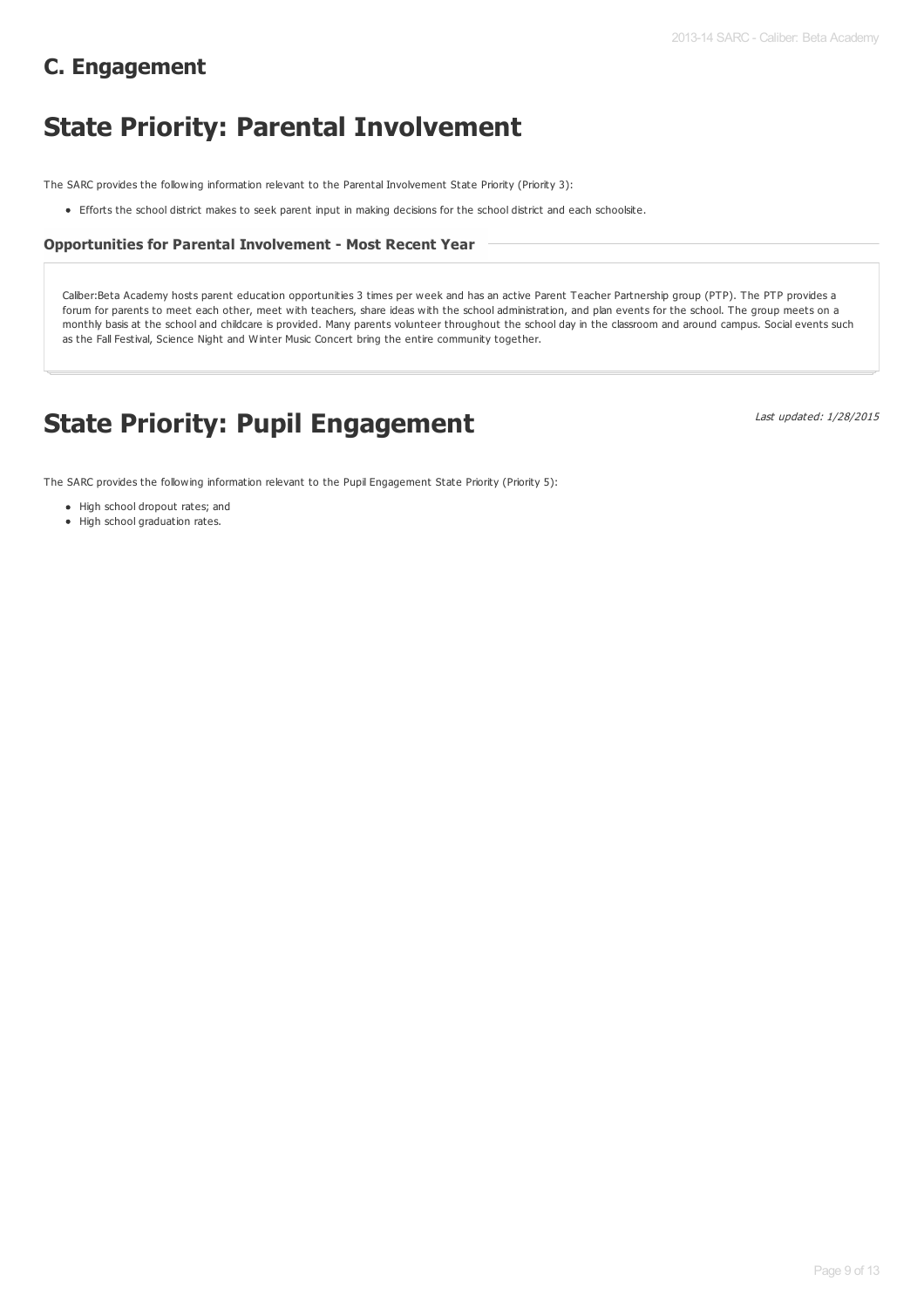## C. Engagement

# State Priority: Parental Involvement

The SARC provides the following information relevant to the Parental Involvement State Priority (Priority 3):

- Efforts the school district makes to seek parent input in making decisions for the school district and each schoolsite.

### Opportunities for Parental Involvement - Most Recent Year

Caliber:Beta Academy hosts parent education opportunities 3 times per week and has an active Parent Teacher Partnership group (PTP). The PTP provides a forum for parents to meet each other, meet with teachers, share ideas with the school administration, and plan events for the school. The group meets on a monthly basis at the school and childcare is provided. Many parents volunteer throughout the school day in the classroom and around campus. Social events such as the Fall Festival, Science Night and Winter Music Concert bring the entire community together.

# State Priority: Pupil Engagement

*Last updated: 1/28/2015*

The SARC provides the following information relevant to the Pupil Engagement State Priority (Priority 5):

- High school dropout rates; and
- High school graduation rates.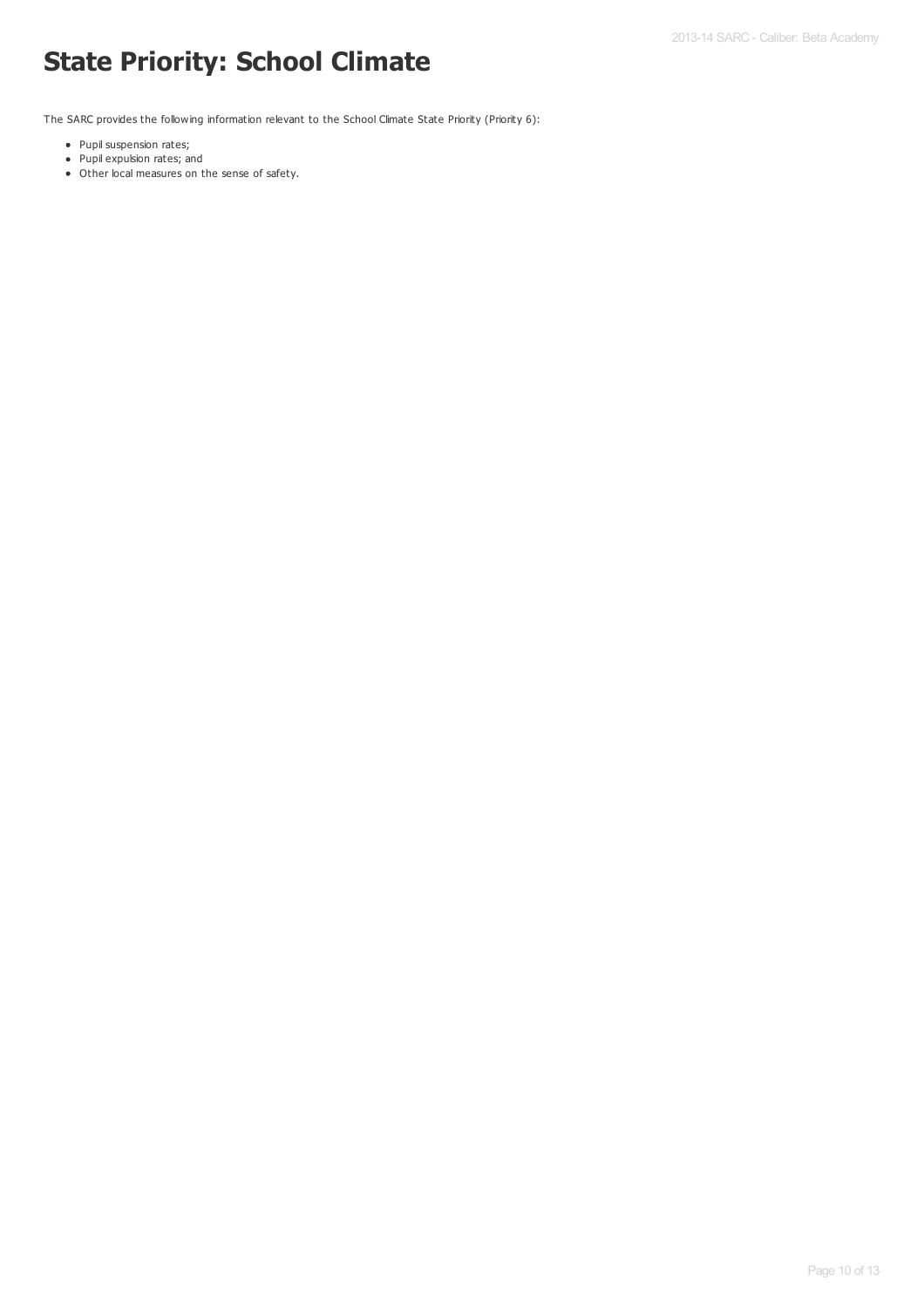# State Priority: School Climate

The SARC provides the following information relevant to the School Climate State Priority (Priority 6):

- Pupil suspension rates;
- Pupil expulsion rates; and
- Other local measures on the sense of safety.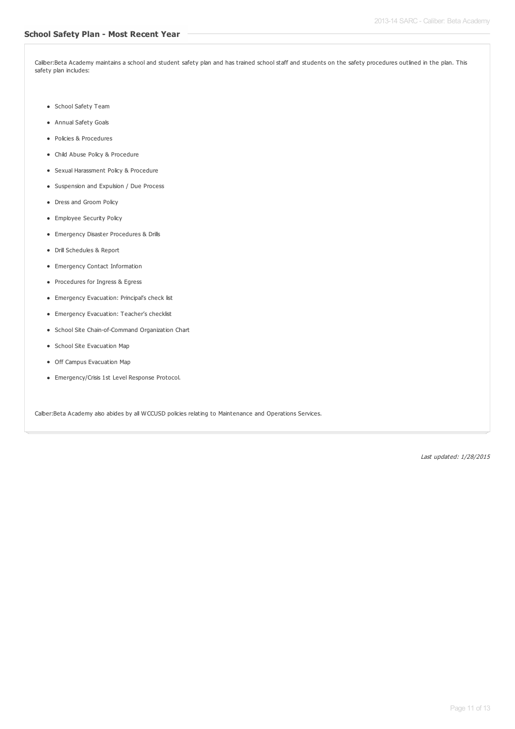## School Safety Plan - Most Recent Year

Caliber:Beta Academy maintains a school and student safety plan and has trained school staff and students on the safety procedures outlined in the plan. This safety plan includes:

- School Safety Team
- Annual Safety Goals
- Policies & Procedures
- Child Abuse Policy & Procedure
- Sexual Harassment Policy & Procedure
- Suspension and Expulsion / Due Process
- Dress and Groom Policy
- Employee Security Policy
- Emergency Disaster Procedures & Drills
- Drill Schedules & Report
- Emergency Contact Information
- Procedures for Ingress & Egress
- Emergency Evacuation: Principal's check list
- Emergency Evacuation: Teacher's checklist
- School Site Chain-of-Command Organization Chart
- School Site Evacuation Map
- Off Campus Evacuation Map
- Emergency/Crisis 1st Level Response Protocol.

Calber:Beta Academy also abides by all WCCUSD policies relating to Maintenance and Operations Services.

*Last updated: 1/28/2015*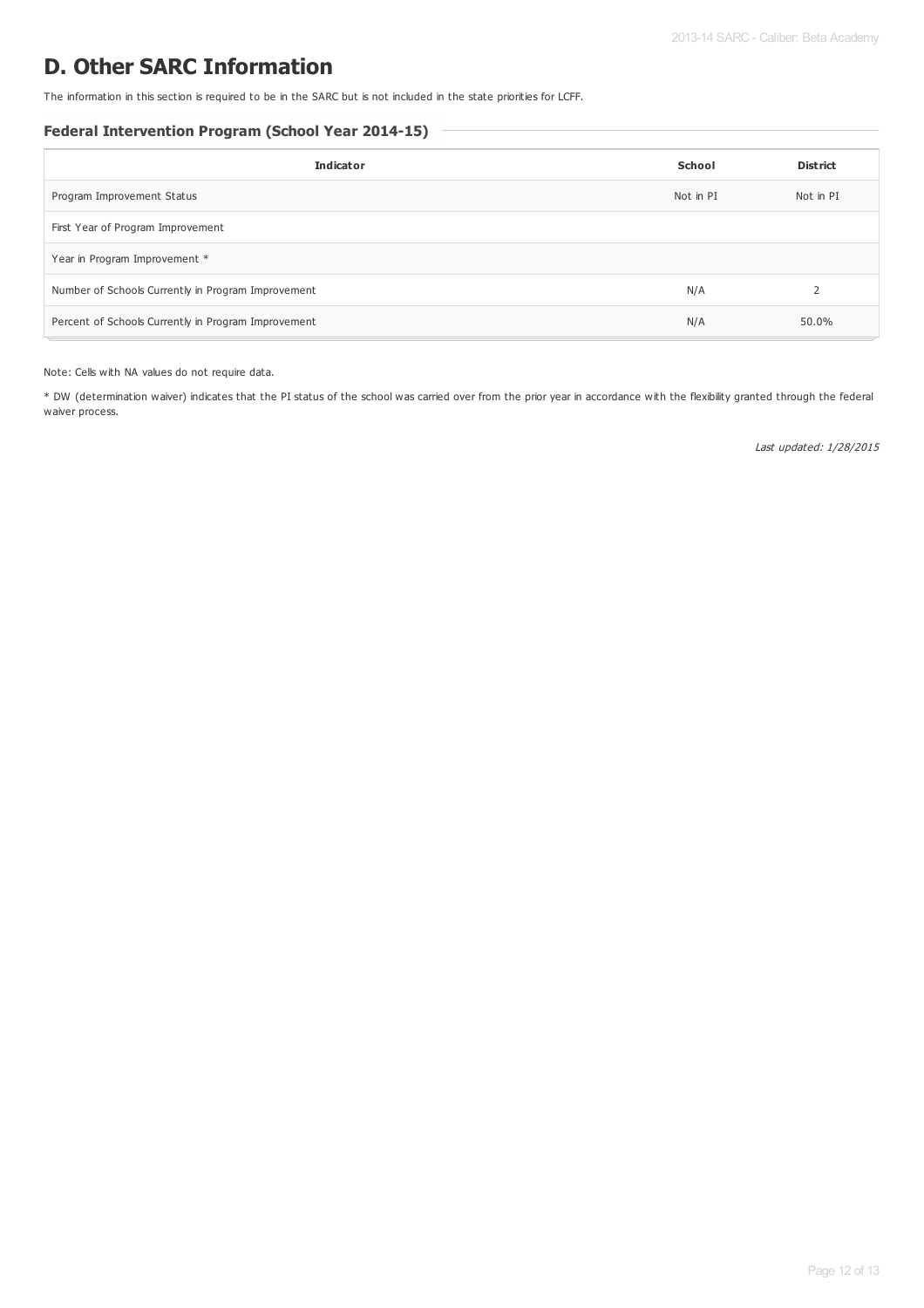# D. Other SARC Information

The information in this section is required to be in the SARC but is not included in the state priorities for LCFF.

### Federal Intervention Program (School Year 2014-15)

| Indicator | School | District |
|---|---|---|
| Program Improvement Status | Not in PI | Not in PI |
| First Year of Program Improvement | | |
| Year in Program Improvement * | | |
| Number of Schools Currently in Program Improvement | N/A | 2 |
| Percent of Schools Currently in Program Improvement | N/A | 50.0% |

Note: Cells with NA values do not require data.

* DW (determination waiver) indicates that the PI status of the school was carried over from the prior year in accordance with the flexibility granted through the federal waiver process.

*Last updated: 1/28/2015*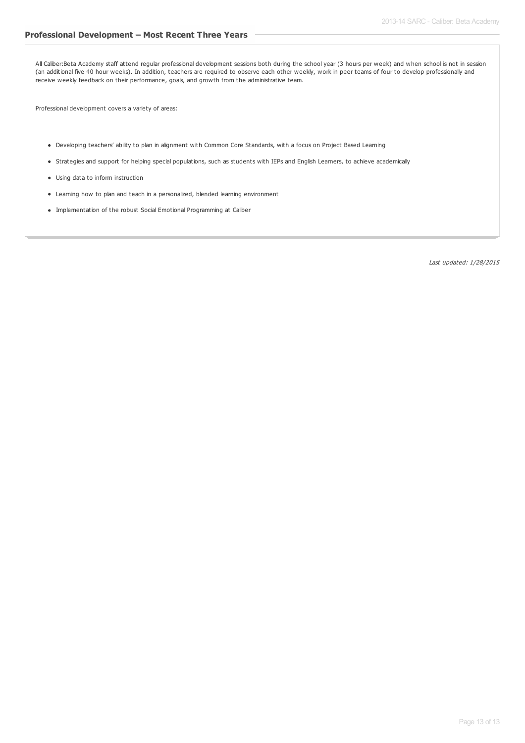## Professional Development – Most Recent Three Years

All Caliber:Beta Academy staff attend regular professional development sessions both during the school year (3 hours per week) and when school is not in session (an additional five 40 hour weeks). In addition, teachers are required to observe each other weekly, work in peer teams of four to develop professionally and receive weekly feedback on their performance, goals, and growth from the administrative team.

Professional development covers a variety of areas:

- Developing teachers' ability to plan in alignment with Common Core Standards, with a focus on Project Based Learning
- Strategies and support for helping special populations, such as students with IEPs and English Learners, to achieve academically
- Using data to inform instruction
- Learning how to plan and teach in a personalized, blended learning environment
- Implementation of the robust Social Emotional Programming at Caliber

*Last updated: 1/28/2015*